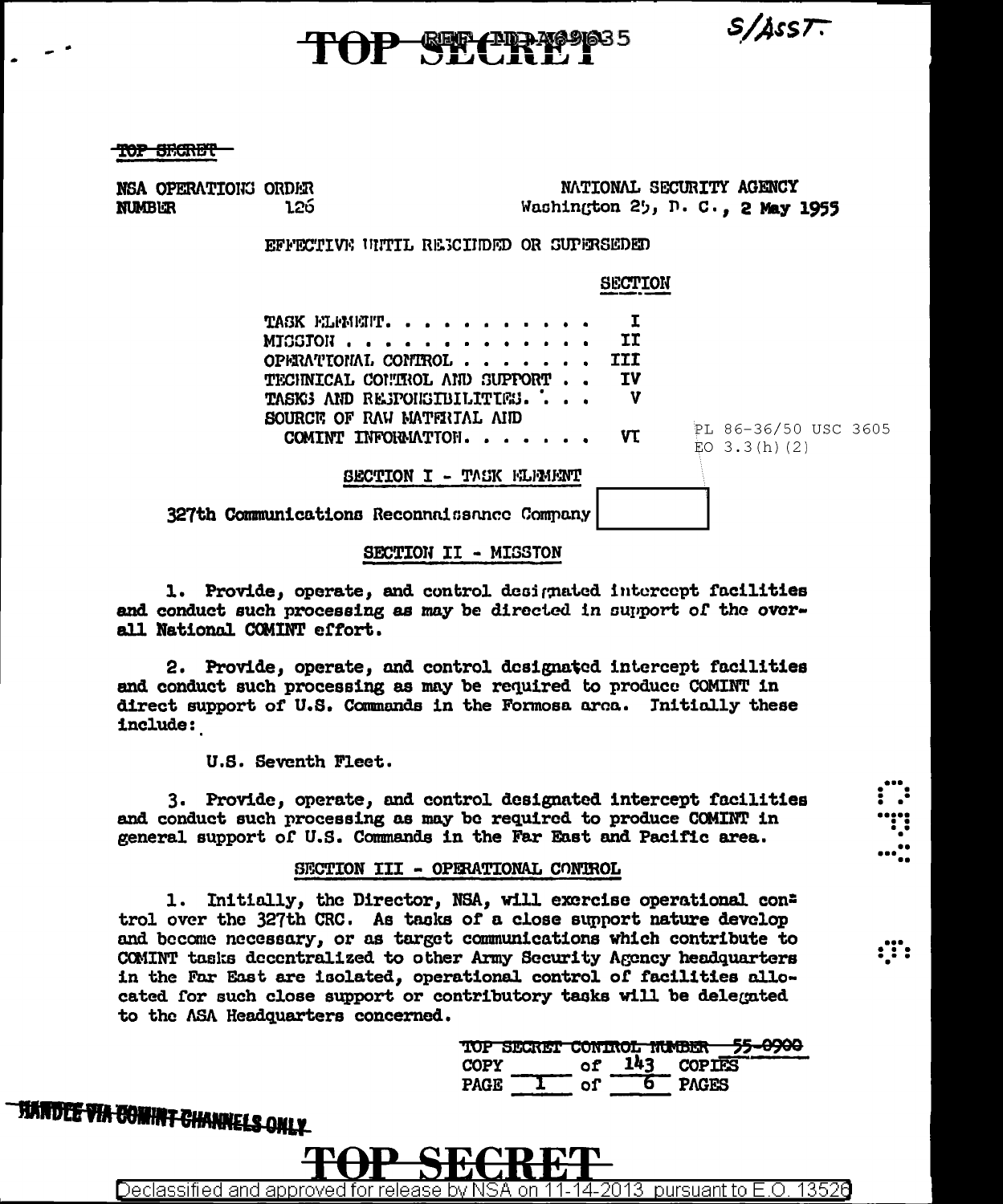TOP SECRET

S/ASST.

TOP SECRET

NSA OPERATIONS ORDER
NUMBER 126

NATIONAL SECURITY AGENCY
Washington 25, D. C., 2 May 1955

EFFECTIVE UNTIL RESCINDED OR SUPERSEDED

| | SECTION |
|---|---|
| TASK ELEMENT. . . . . . . . . . . | I |
| MISSION . . . . . . . . . . . . . | II |
| OPERATIONAL CONTROL . . . . . . . | III |
| TECHNICAL CONTROL AND SUPPORT . . | IV |
| TASKS AND RESPONSIBILITIES. . . . | V |
| SOURCE OF RAW MATERIAL AND COMINT INFORMATION. . . . . . . | VI |

PL 86-36/50 USC 3605
EO 3.3(h)(2)

## SECTION I - TASK ELEMENT

327th Communications Reconnaissance Company [redacted]

## SECTION II - MISSION

1. Provide, operate, and control designated intercept facilities and conduct such processing as may be directed in support of the overall National COMINT effort.

2. Provide, operate, and control designated intercept facilities and conduct such processing as may be required to produce COMINT in direct support of U.S. Commands in the Formosa area. Initially these include:

U.S. Seventh Fleet.

3. Provide, operate, and control designated intercept facilities and conduct such processing as may be required to produce COMINT in general support of U.S. Commands in the Far East and Pacific area.

## SECTION III - OPERATIONAL CONTROL

1. Initially, the Director, NSA, will exercise operational control over the 327th CRC. As tasks of a close support nature develop and become necessary, or as target communications which contribute to COMINT tasks decentralized to other Army Security Agency headquarters in the Far East are isolated, operational control of facilities allocated for such close support or contributory tasks will be delegated to the ASA Headquarters concerned.

TOP SECRET CONTROL NUMBER 55-0900
COPY ____ of 143 COPIES
PAGE 1 of 6 PAGES

HANDLE VIA COMINT CHANNELS ONLY

TOP SECRET

Declassified and approved for release by NSA on 11-14-2013 pursuant to E.O. 13526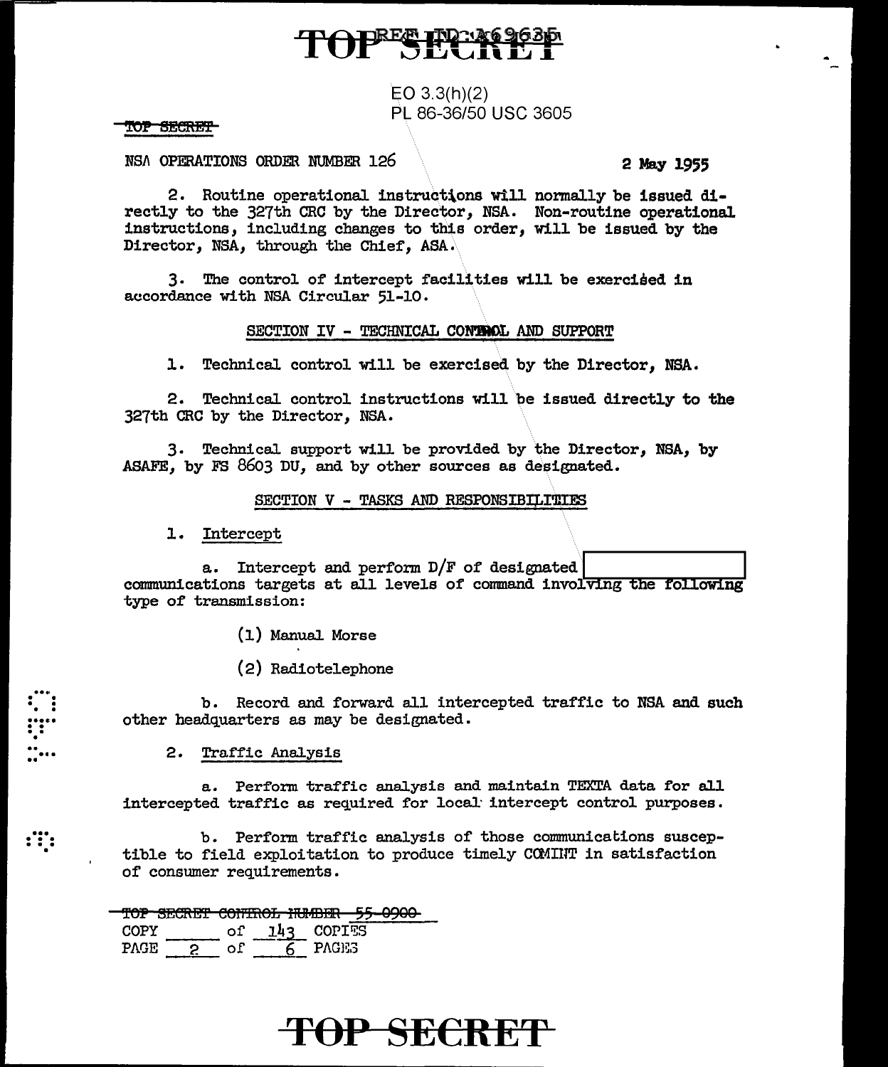EO 3.3(h)(2)
PL 86-36/50 USC 3605

NSA OPERATIONS ORDER NUMBER 126 — 2 May 1955

2. Routine operational instructions will normally be issued directly to the 327th CRC by the Director, NSA. Non-routine operational instructions, including changes to this order, will be issued by the Director, NSA, through the Chief, ASA.

3. The control of intercept facilities will be exercised in accordance with NSA Circular 51-10.

## SECTION IV - TECHNICAL CONTROL AND SUPPORT

1. Technical control will be exercised by the Director, NSA.

2. Technical control instructions will be issued directly to the 327th CRC by the Director, NSA.

3. Technical support will be provided by the Director, NSA, by ASAFE, by FS 8603 DU, and by other sources as designated.

## SECTION V - TASKS AND RESPONSIBILITIES

1. Intercept

a. Intercept and perform D/F of designated [redacted] communications targets at all levels of command involving the following type of transmission:

(1) Manual Morse

(2) Radiotelephone

b. Record and forward all intercepted traffic to NSA and such other headquarters as may be designated.

2. Traffic Analysis

a. Perform traffic analysis and maintain TEXTA data for all intercepted traffic as required for local intercept control purposes.

b. Perform traffic analysis of those communications susceptible to field exploitation to produce timely COMINT in satisfaction of consumer requirements.

~~TOP SECRET CONTROL NUMBER 55-0900~~
COPY ____ of 143 COPIES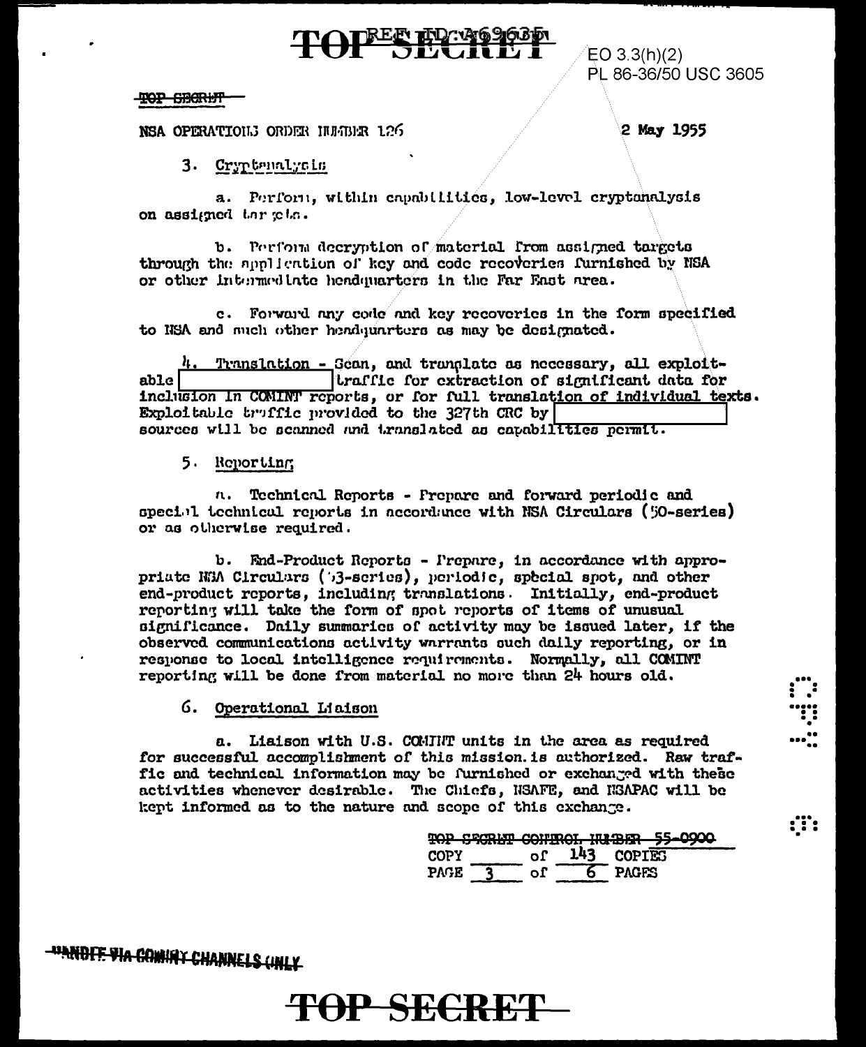TOP SECRET

REF ID:A69635

EO 3.3(h)(2)
PL 86-36/50 USC 3605

TOP SECRET

NSA OPERATIONS ORDER NUMBER 126 2 May 1955

3. Cryptanalysis

a. Perform, within capabilities, low-level cryptanalysis on assigned targets.

b. Perform decryption of material from assigned targets through the application of key and code recoveries furnished by NSA or other intermediate headquarters in the Far East area.

c. Forward any code and key recoveries in the form specified to NSA and such other headquarters as may be designated.

4. Translation - Scan, and translate as necessary, all exploitable [ ] traffic for extraction of significant data for inclusion in COMINT reports, or for full translation of individual texts. Exploitable traffic provided to the 327th CRC by [ ] sources will be scanned and translated as capabilities permit.

5. Reporting

a. Technical Reports - Prepare and forward periodic and special technical reports in accordance with NSA Circulars (50-series) or as otherwise required.

b. End-Product Reports - Prepare, in accordance with appropriate NSA Circulars (53-series), periodic, special spot, and other end-product reports, including translations. Initially, end-product reporting will take the form of spot reports of items of unusual significance. Daily summaries of activity may be issued later, if the observed communications activity warrants such daily reporting, or in response to local intelligence requirements. Normally, all COMINT reporting will be done from material no more than 24 hours old.

6. Operational Liaison

a. Liaison with U.S. COMINT units in the area as required for successful accomplishment of this mission is authorized. Raw traffic and technical information may be furnished or exchanged with these activities whenever desirable. The Chiefs, NSAFE, and NSAPAC will be kept informed as to the nature and scope of this exchange.

TOP SECRET CONTROL NUMBER 55-0900
COPY ___ of 143 COPIES

HANDLE VIA COMINT CHANNELS ONLY

TOP SECRET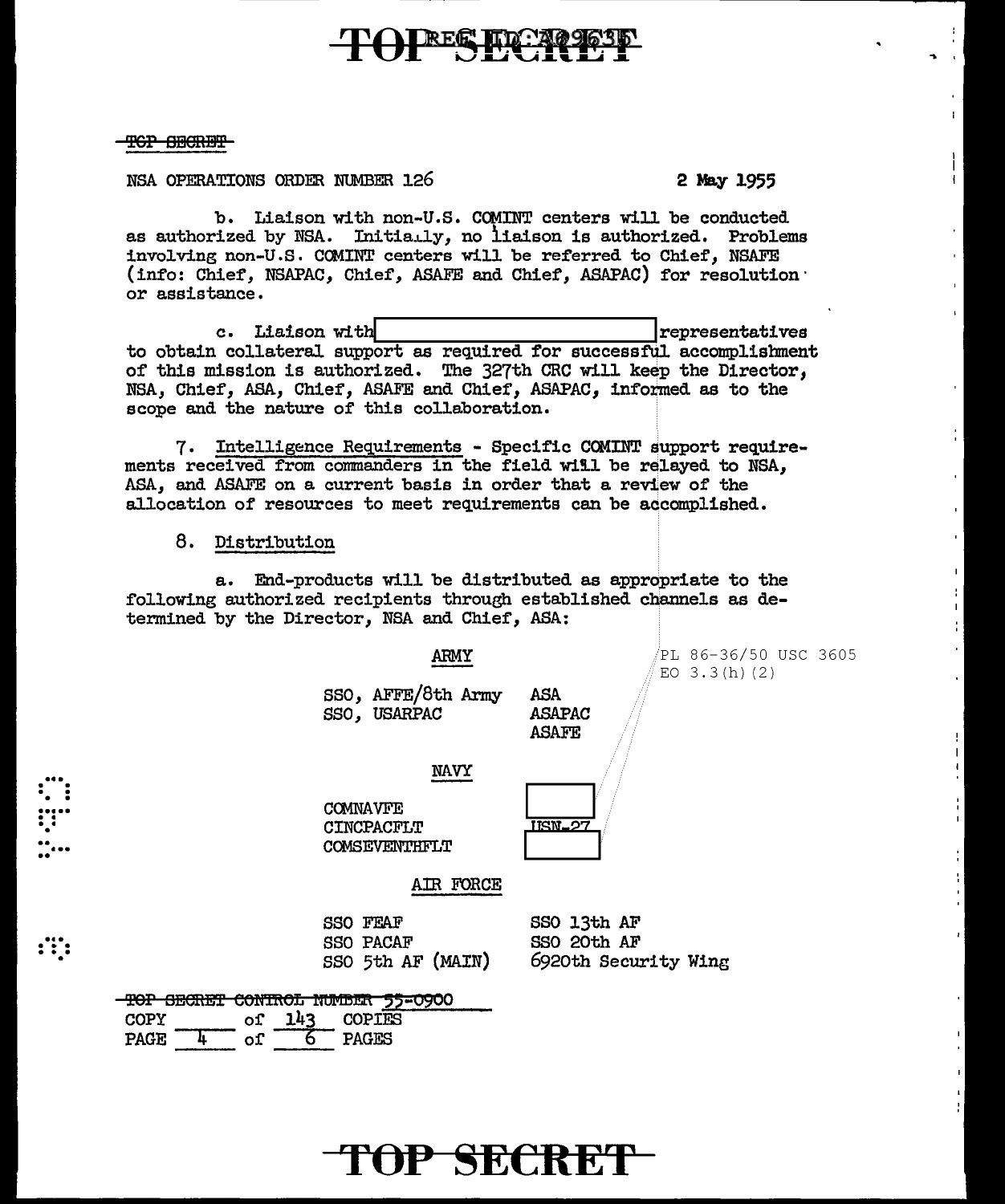TOP SECRET

NSA OPERATIONS ORDER NUMBER 126 — 2 May 1955

b. Liaison with non-U.S. COMINT centers will be conducted as authorized by NSA. Initially, no liaison is authorized. Problems involving non-U.S. COMINT centers will be referred to Chief, NSAFE (info: Chief, NSAPAC, Chief, ASAFE and Chief, ASAPAC) for resolution or assistance.

c. Liaison with [REDACTED] representatives to obtain collateral support as required for successful accomplishment of this mission is authorized. The 327th CRC will keep the Director, NSA, Chief, ASA, Chief, ASAFE and Chief, ASAPAC, informed as to the scope and the nature of this collaboration.

7. Intelligence Requirements - Specific COMINT support requirements received from commanders in the field will be relayed to NSA, ASA, and ASAFE on a current basis in order that a review of the allocation of resources to meet requirements can be accomplished.

8. Distribution

a. End-products will be distributed as appropriate to the following authorized recipients through established channels as determined by the Director, NSA and Chief, ASA:

PL 86-36/50 USC 3605
EO 3.3(h)(2)

ARMY

| | |
|---|---|
| SSO, AFFE/8th Army | ASA |
| SSO, USARPAC | ASAPAC |
| | ASAFE |

NAVY

| | |
|---|---|
| COMNAVFE | [REDACTED] |
| CINCPACFLT | USN-27 |
| COMSEVENTHFLT | [REDACTED] |

AIR FORCE

| | |
|---|---|
| SSO FEAF | SSO 13th AF |
| SSO PACAF | SSO 20th AF |
| SSO 5th AF (MAIN) | 6920th Security Wing |

TOP SECRET CONTROL NUMBER 55-0900
COPY ____ of 143 COPIES

TOP SECRET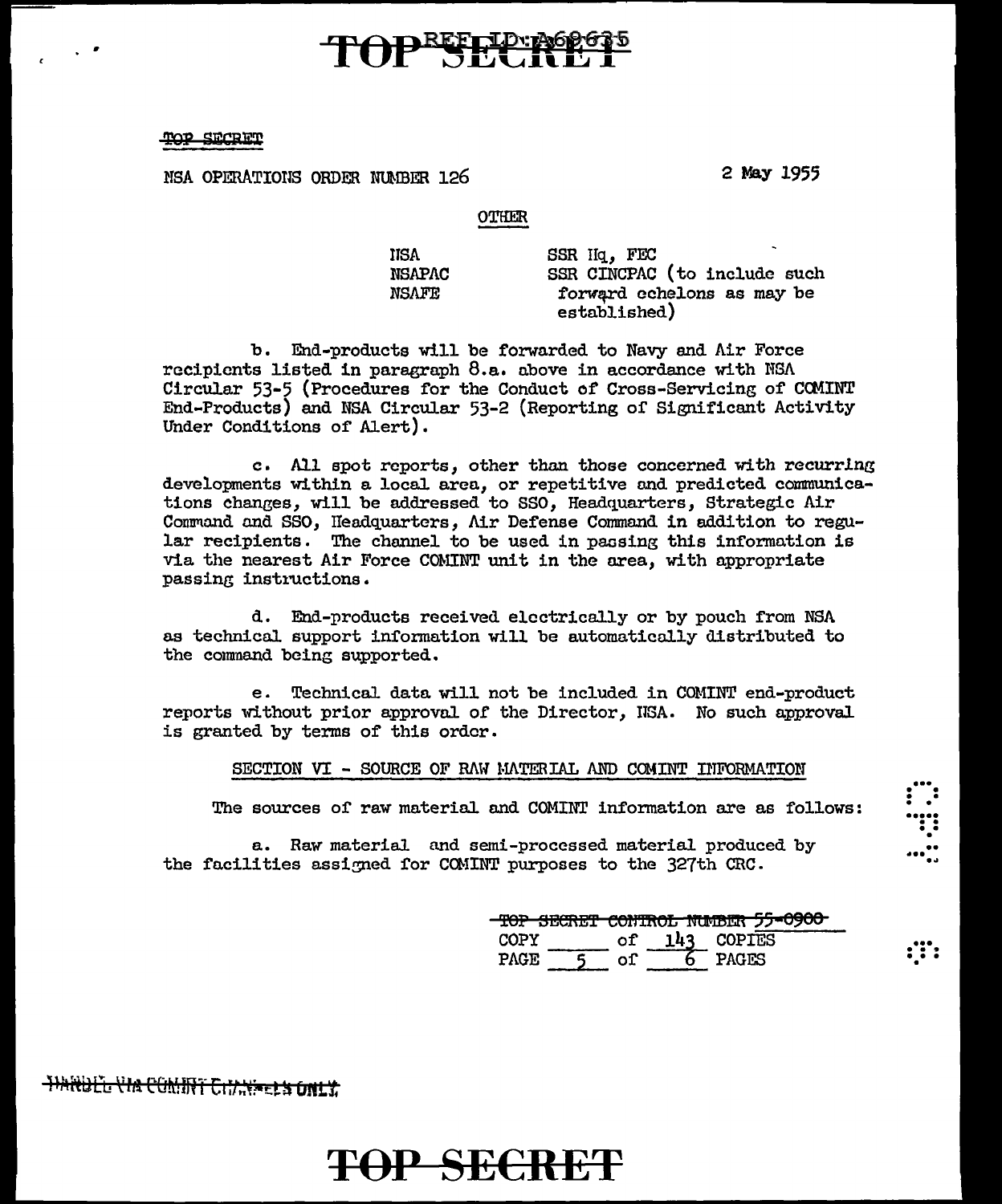TOP SECRET

NSA OPERATIONS ORDER NUMBER 126 — 2 May 1955

OTHER

| | |
|---|---|
| NSA | SSR Hq, FEC |
| NSAPAC | SSR CINCPAC (to include such forward echelons as may be established) |
| NSAFE | |

b. End-products will be forwarded to Navy and Air Force recipients listed in paragraph 8.a. above in accordance with NSA Circular 53-5 (Procedures for the Conduct of Cross-Servicing of COMINT End-Products) and NSA Circular 53-2 (Reporting of Significant Activity Under Conditions of Alert).

c. All spot reports, other than those concerned with recurring developments within a local area, or repetitive and predicted communications changes, will be addressed to SSO, Headquarters, Strategic Air Command and SSO, Headquarters, Air Defense Command in addition to regular recipients. The channel to be used in passing this information is via the nearest Air Force COMINT unit in the area, with appropriate passing instructions.

d. End-products received electrically or by pouch from NSA as technical support information will be automatically distributed to the command being supported.

e. Technical data will not be included in COMINT end-product reports without prior approval of the Director, NSA. No such approval is granted by terms of this order.

## SECTION VI - SOURCE OF RAW MATERIAL AND COMINT INFORMATION

The sources of raw material and COMINT information are as follows:

a. Raw material and semi-processed material produced by the facilities assigned for COMINT purposes to the 327th CRC.

TOP SECRET CONTROL NUMBER 55-0900
COPY \_\_\_\_ of 143 COPIES

HANDLE VIA COMINT CHANNELS ONLY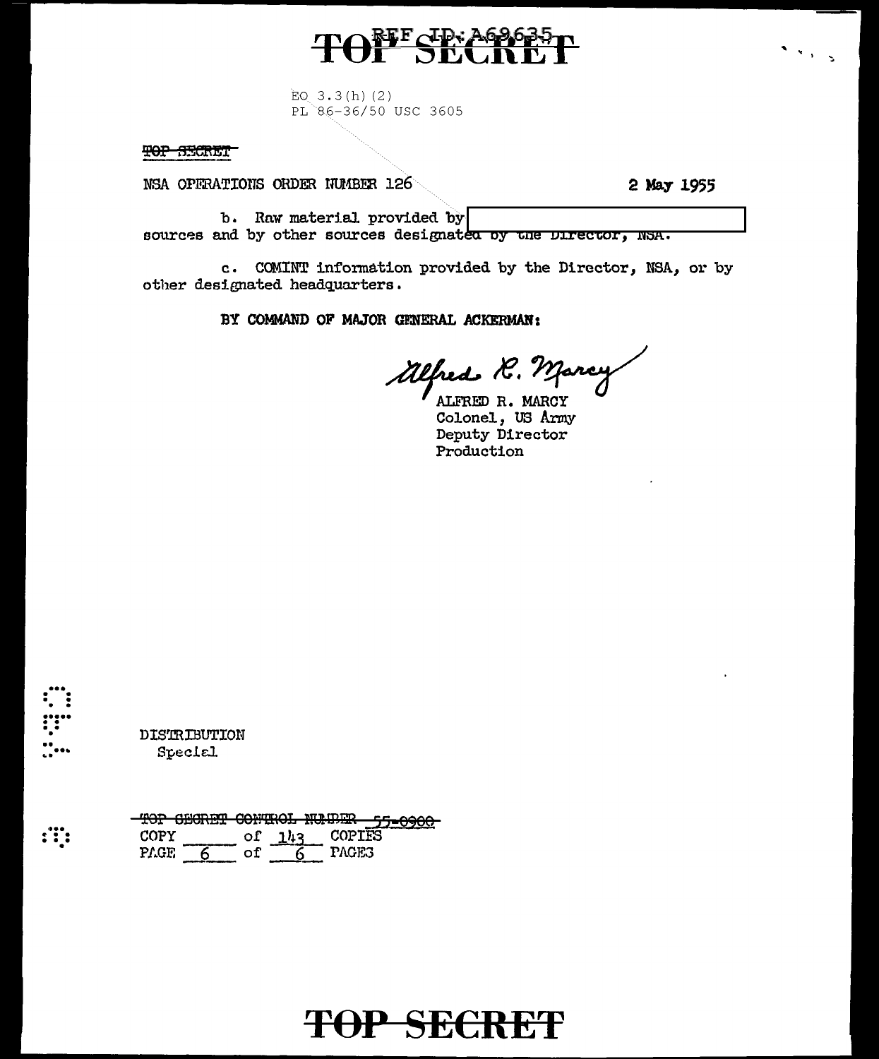REF ID:A69635

EO 3.3(h)(2)
PL 86-36/50 USC 3605

~~TOP SECRET~~

NSA OPERATIONS ORDER NUMBER 126 — 2 May 1955

b. Raw material provided by [redacted] sources and by other sources designated by the Director, NSA.

c. COMINT information provided by the Director, NSA, or by other designated headquarters.

BY COMMAND OF MAJOR GENERAL ACKERMAN:

Alfred R. Marcy
ALFRED R. MARCY
Colonel, US Army
Deputy Director
Production

DISTRIBUTION
Special

~~TOP SECRET CONTROL NUMBER 55-0900~~
COPY ____ of 143 COPIES
PAGE 6 of 6 PAGES